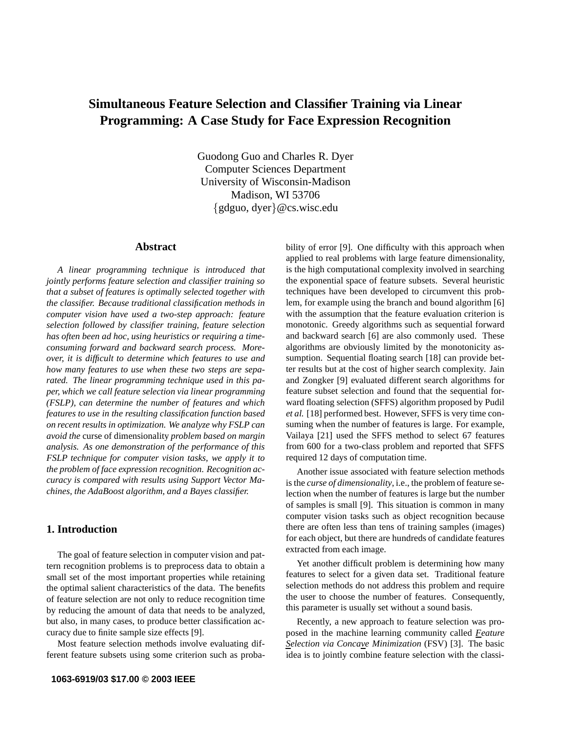# Simultaneous Feature Selection and Classifier Training via Linear Programming: A Case Study for Face Expression Recognition

Guodong Guo and Charles R. Dyer
Computer Sciences Department
University of Wisconsin-Madison
Madison, WI 53706
{gdguo, dyer}@cs.wisc.edu

## Abstract

*A linear programming technique is introduced that jointly performs feature selection and classifier training so that a subset of features is optimally selected together with the classifier. Because traditional classification methods in computer vision have used a two-step approach: feature selection followed by classifier training, feature selection has often been ad hoc, using heuristics or requiring a time-consuming forward and backward search process. Moreover, it is difficult to determine which features to use and how many features to use when these two steps are separated. The linear programming technique used in this paper, which we call feature selection via linear programming (FSLP), can determine the number of features and which features to use in the resulting classification function based on recent results in optimization. We analyze why FSLP can avoid the* curse of dimensionality *problem based on margin analysis. As one demonstration of the performance of this FSLP technique for computer vision tasks, we apply it to the problem of face expression recognition. Recognition accuracy is compared with results using Support Vector Machines, the AdaBoost algorithm, and a Bayes classifier.*

## 1. Introduction

The goal of feature selection in computer vision and pattern recognition problems is to preprocess data to obtain a small set of the most important properties while retaining the optimal salient characteristics of the data. The benefits of feature selection are not only to reduce recognition time by reducing the amount of data that needs to be analyzed, but also, in many cases, to produce better classification accuracy due to finite sample size effects [9].

Most feature selection methods involve evaluating different feature subsets using some criterion such as probability of error [9]. One difficulty with this approach when applied to real problems with large feature dimensionality, is the high computational complexity involved in searching the exponential space of feature subsets. Several heuristic techniques have been developed to circumvent this problem, for example using the branch and bound algorithm [6] with the assumption that the feature evaluation criterion is monotonic. Greedy algorithms such as sequential forward and backward search [6] are also commonly used. These algorithms are obviously limited by the monotonicity assumption. Sequential floating search [18] can provide better results but at the cost of higher search complexity. Jain and Zongker [9] evaluated different search algorithms for feature subset selection and found that the sequential forward floating selection (SFFS) algorithm proposed by Pudil *et al.* [18] performed best. However, SFFS is very time consuming when the number of features is large. For example, Vailaya [21] used the SFFS method to select 67 features from 600 for a two-class problem and reported that SFFS required 12 days of computation time.

Another issue associated with feature selection methods is the *curse of dimensionality*, i.e., the problem of feature selection when the number of features is large but the number of samples is small [9]. This situation is common in many computer vision tasks such as object recognition because there are often less than tens of training samples (images) for each object, but there are hundreds of candidate features extracted from each image.

Yet another difficult problem is determining how many features to select for a given data set. Traditional feature selection methods do not address this problem and require the user to choose the number of features. Consequently, this parameter is usually set without a sound basis.

Recently, a new approach to feature selection was proposed in the machine learning community called *Feature Selection via Concave Minimization* (FSV) [3]. The basic idea is to jointly combine feature selection with the classi-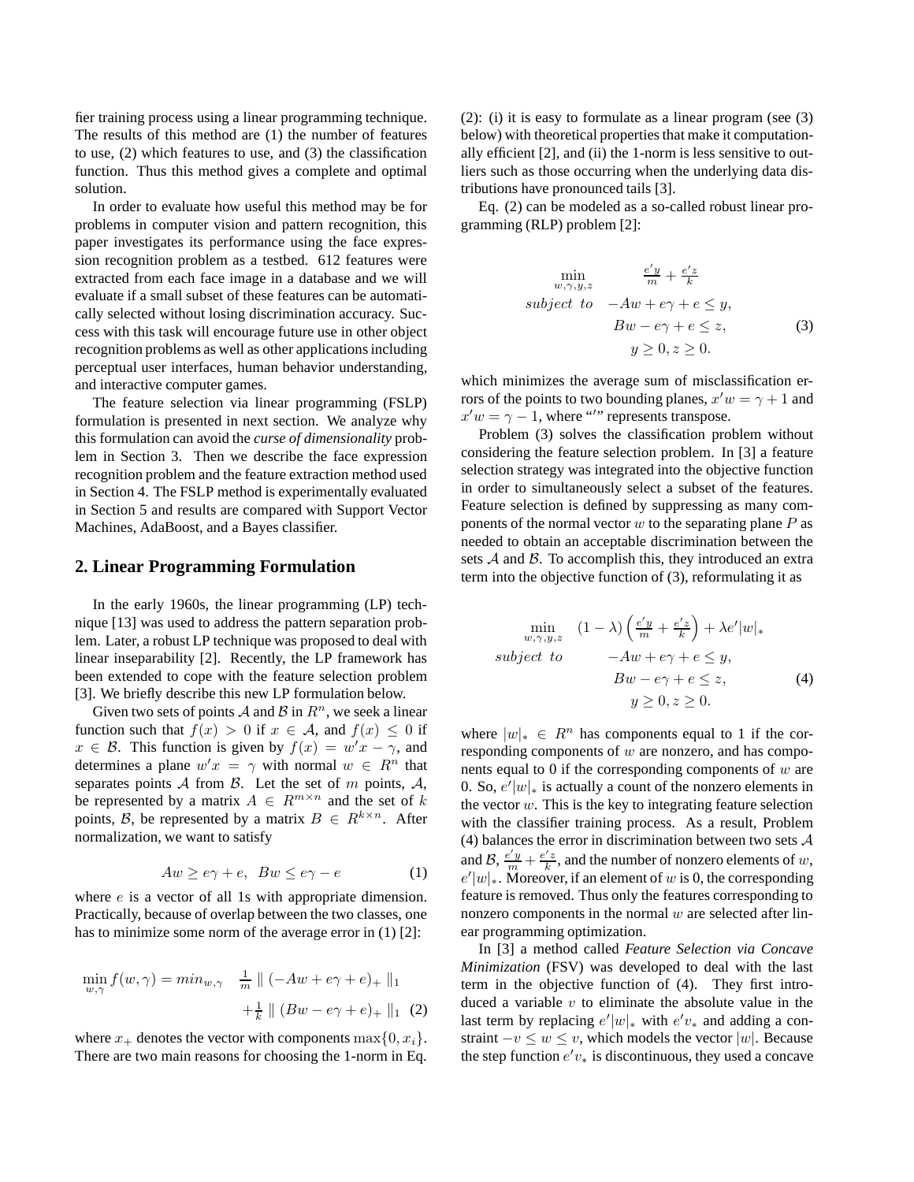fier training process using a linear programming technique. The results of this method are (1) the number of features to use, (2) which features to use, and (3) the classification function. Thus this method gives a complete and optimal solution.

In order to evaluate how useful this method may be for problems in computer vision and pattern recognition, this paper investigates its performance using the face expression recognition problem as a testbed. 612 features were extracted from each face image in a database and we will evaluate if a small subset of these features can be automatically selected without losing discrimination accuracy. Success with this task will encourage future use in other object recognition problems as well as other applications including perceptual user interfaces, human behavior understanding, and interactive computer games.

The feature selection via linear programming (FSLP) formulation is presented in next section. We analyze why this formulation can avoid the *curse of dimensionality* problem in Section 3. Then we describe the face expression recognition problem and the feature extraction method used in Section 4. The FSLP method is experimentally evaluated in Section 5 and results are compared with Support Vector Machines, AdaBoost, and a Bayes classifier.

## 2. Linear Programming Formulation

In the early 1960s, the linear programming (LP) technique [13] was used to address the pattern separation problem. Later, a robust LP technique was proposed to deal with linear inseparability [2]. Recently, the LP framework has been extended to cope with the feature selection problem [3]. We briefly describe this new LP formulation below.

Given two sets of points $\mathcal{A}$ and $\mathcal{B}$ in $R^n$, we seek a linear function such that $f(x) > 0$ if $x \in \mathcal{A}$, and $f(x) \leq 0$ if $x \in \mathcal{B}$. This function is given by $f(x) = w'x - \gamma$, and determines a plane $w'x = \gamma$ with normal $w \in R^n$ that separates points $\mathcal{A}$ from $\mathcal{B}$. Let the set of $m$ points, $\mathcal{A}$, be represented by a matrix $A \in R^{m \times n}$ and the set of $k$ points, $\mathcal{B}$, be represented by a matrix $B \in R^{k \times n}$. After normalization, we want to satisfy

$$Aw \geq e\gamma + e, \;\; Bw \leq e\gamma - e \tag{1}$$

where $e$ is a vector of all 1s with appropriate dimension. Practically, because of overlap between the two classes, one has to minimize some norm of the average error in (1) [2]:

$$\min_{w,\gamma} f(w,\gamma) = min_{w,\gamma} \quad \frac{1}{m} \parallel (-Aw + e\gamma + e)_+ \parallel_1 + \frac{1}{k} \parallel (Bw - e\gamma + e)_+ \parallel_1 \tag{2}$$

where $x_+$ denotes the vector with components $\max\{0, x_i\}$. There are two main reasons for choosing the 1-norm in Eq. (2): (i) it is easy to formulate as a linear program (see (3) below) with theoretical properties that make it computationally efficient [2], and (ii) the 1-norm is less sensitive to outliers such as those occurring when the underlying data distributions have pronounced tails [3].

Eq. (2) can be modeled as a so-called robust linear programming (RLP) problem [2]:

$$\begin{array}{cc} \min\limits_{w,\gamma,y,z} & \frac{e'y}{m} + \frac{e'z}{k} \\ subject\ to & -Aw + e\gamma + e \leq y, \\ & Bw - e\gamma + e \leq z, \\ & y \geq 0, z \geq 0. \end{array} \tag{3}$$

which minimizes the average sum of misclassification errors of the points to two bounding planes, $x'w = \gamma + 1$ and $x'w = \gamma - 1$, where "$'$" represents transpose.

Problem (3) solves the classification problem without considering the feature selection problem. In [3] a feature selection strategy was integrated into the objective function in order to simultaneously select a subset of the features. Feature selection is defined by suppressing as many components of the normal vector $w$ to the separating plane $P$ as needed to obtain an acceptable discrimination between the sets $\mathcal{A}$ and $\mathcal{B}$. To accomplish this, they introduced an extra term into the objective function of (3), reformulating it as

$$\begin{array}{cc} \min\limits_{w,\gamma,y,z} & (1-\lambda)\left(\frac{e'y}{m} + \frac{e'z}{k}\right) + \lambda e'|w|_* \\ subject\ to & -Aw + e\gamma + e \leq y, \\ & Bw - e\gamma + e \leq z, \\ & y \geq 0, z \geq 0. \end{array} \tag{4}$$

where $|w|_* \in R^n$ has components equal to 1 if the corresponding components of $w$ are nonzero, and has components equal to 0 if the corresponding components of $w$ are 0. So, $e'|w|_*$ is actually a count of the nonzero elements in the vector $w$. This is the key to integrating feature selection with the classifier training process. As a result, Problem (4) balances the error in discrimination between two sets $\mathcal{A}$ and $\mathcal{B}$, $\frac{e'y}{m} + \frac{e'z}{k}$, and the number of nonzero elements of $w$, $e'|w|_*$. Moreover, if an element of $w$ is 0, the corresponding feature is removed. Thus only the features corresponding to nonzero components in the normal $w$ are selected after linear programming optimization.

In [3] a method called *Feature Selection via Concave Minimization* (FSV) was developed to deal with the last term in the objective function of (4). They first introduced a variable $v$ to eliminate the absolute value in the last term by replacing $e'|w|_*$ with $e'v_*$ and adding a constraint $-v \leq w \leq v$, which models the vector $|w|$. Because the step function $e'v_*$ is discontinuous, they used a concave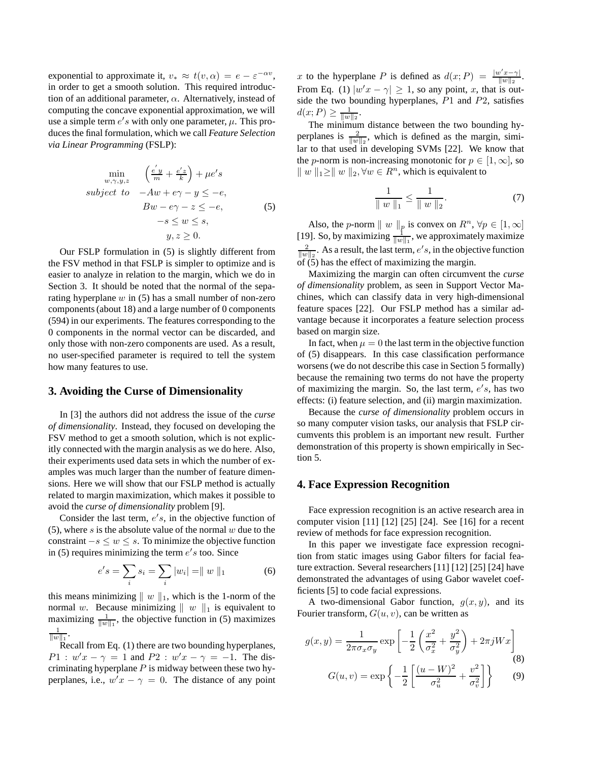exponential to approximate it, $v_* \approx t(v, \alpha) = e - \varepsilon^{-\alpha v}$, in order to get a smooth solution. This required introduction of an additional parameter, $\alpha$. Alternatively, instead of computing the concave exponential approximation, we will use a simple term $e's$ with only one parameter, $\mu$. This produces the final formulation, which we call *Feature Selection via Linear Programming* (FSLP):

$$
\begin{aligned}
\min_{w,\gamma,y,z} \quad & \left(\frac{e'y}{m} + \frac{e'z}{k}\right) + \mu e's \\
subject\ to \quad & -Aw + e\gamma - y \leq -e, \\
& Bw - e\gamma - z \leq -e, \\
& -s \leq w \leq s, \\
& y, z \geq 0.
\end{aligned} \tag{5}
$$

Our FSLP formulation in (5) is slightly different from the FSV method in that FSLP is simpler to optimize and is easier to analyze in relation to the margin, which we do in Section 3. It should be noted that the normal of the separating hyperplane $w$ in (5) has a small number of non-zero components (about 18) and a large number of 0 components (594) in our experiments. The features corresponding to the 0 components in the normal vector can be discarded, and only those with non-zero components are used. As a result, no user-specified parameter is required to tell the system how many features to use.

## 3. Avoiding the Curse of Dimensionality

In [3] the authors did not address the issue of the *curse of dimensionality*. Instead, they focused on developing the FSV method to get a smooth solution, which is not explicitly connected with the margin analysis as we do here. Also, their experiments used data sets in which the number of examples was much larger than the number of feature dimensions. Here we will show that our FSLP method is actually related to margin maximization, which makes it possible to avoid the *curse of dimensionality* problem [9].

Consider the last term, $e's$, in the objective function of (5), where $s$ is the absolute value of the normal $w$ due to the constraint $-s \leq w \leq s$. To minimize the objective function in (5) requires minimizing the term $e's$ too. Since

$$
e's = \sum_i s_i = \sum_i |w_i| = \| w \|_1 \tag{6}
$$

this means minimizing $\| w \|_1$, which is the 1-norm of the normal $w$. Because minimizing $\| w \|_1$ is equivalent to maximizing $\frac{1}{\|w\|_1}$, the objective function in (5) maximizes $\frac{1}{\|w\|_1}$.

Recall from Eq. (1) there are two bounding hyperplanes, $P1 : w'x - \gamma = 1$ and $P2 : w'x - \gamma = -1$. The discriminating hyperplane $P$ is midway between these two hyperplanes, i.e., $w'x - \gamma = 0$. The distance of any point $x$ to the hyperplane $P$ is defined as $d(x; P) = \frac{|w'x - \gamma|}{\|w\|_2}$. From Eq. (1) $|w'x - \gamma| \geq 1$, so any point, $x$, that is outside the two bounding hyperplanes, $P1$ and $P2$, satisfies $d(x; P) \geq \frac{1}{\|w\|_2}$.

The minimum distance between the two bounding hyperplanes is $\frac{2}{\|w\|_2}$, which is defined as the margin, similar to that used in developing SVMs [22]. We know that the $p$-norm is non-increasing monotonic for $p \in [1, \infty]$, so $\| w \|_1 \geq \| w \|_2, \forall w \in R^n$, which is equivalent to

$$
\frac{1}{\| w \|_1} \leq \frac{1}{\| w \|_2}. \tag{7}
$$

Also, the $p$-norm $\| w \|_p$ is convex on $R^n$, $\forall p \in [1, \infty]$ [19]. So, by maximizing $\frac{1}{\|w\|_1}$, we approximately maximize $\frac{2}{\|w\|_2}$. As a result, the last term, $e's$, in the objective function of (5) has the effect of maximizing the margin.

Maximizing the margin can often circumvent the *curse of dimensionality* problem, as seen in Support Vector Machines, which can classify data in very high-dimensional feature spaces [22]. Our FSLP method has a similar advantage because it incorporates a feature selection process based on margin size.

In fact, when $\mu = 0$ the last term in the objective function of (5) disappears. In this case classification performance worsens (we do not describe this case in Section 5 formally) because the remaining two terms do not have the property of maximizing the margin. So, the last term, $e's$, has two effects: (i) feature selection, and (ii) margin maximization.

Because the *curse of dimensionality* problem occurs in so many computer vision tasks, our analysis that FSLP circumvents this problem is an important new result. Further demonstration of this property is shown empirically in Section 5.

## 4. Face Expression Recognition

Face expression recognition is an active research area in computer vision [11] [12] [25] [24]. See [16] for a recent review of methods for face expression recognition.

In this paper we investigate face expression recognition from static images using Gabor filters for facial feature extraction. Several researchers [11] [12] [25] [24] have demonstrated the advantages of using Gabor wavelet coefficients [5] to code facial expressions.

A two-dimensional Gabor function, $g(x, y)$, and its Fourier transform, $G(u, v)$, can be written as

$$
g(x, y) = \frac{1}{2\pi\sigma_x\sigma_y} \exp\left[-\frac{1}{2}\left(\frac{x^2}{\sigma_x^2} + \frac{y^2}{\sigma_y^2}\right) + 2\pi jWx\right] \tag{8}
$$

$$
G(u, v) = \exp\left\{-\frac{1}{2}\left[\frac{(u - W)^2}{\sigma_u^2} + \frac{v^2}{\sigma_v^2}\right]\right\} \tag{9}
$$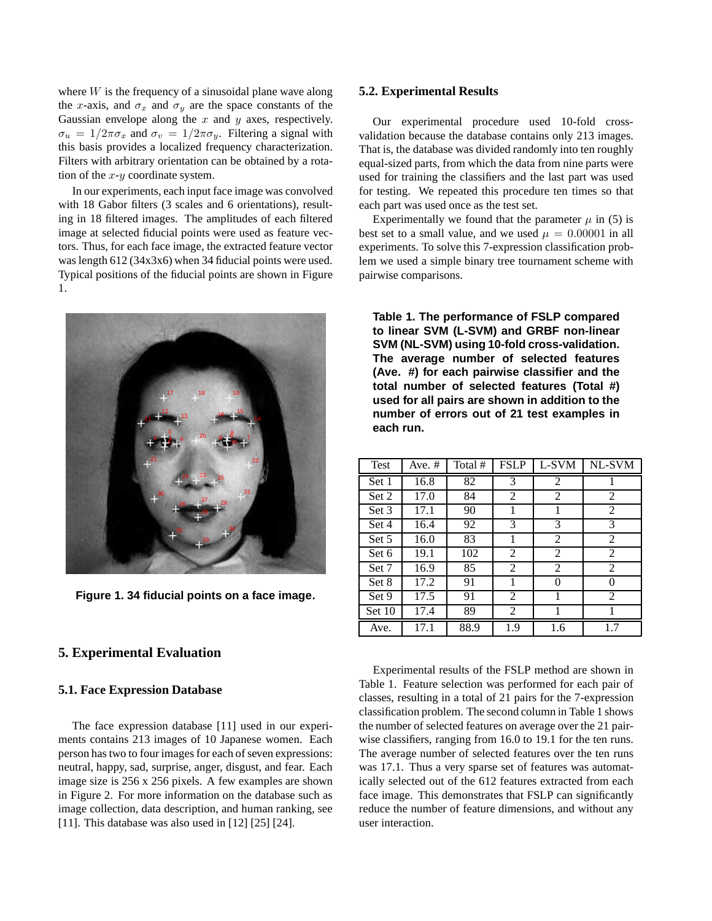where $W$ is the frequency of a sinusoidal plane wave along the $x$-axis, and $\sigma_x$ and $\sigma_y$ are the space constants of the Gaussian envelope along the $x$ and $y$ axes, respectively. $\sigma_u = 1/2\pi\sigma_x$ and $\sigma_v = 1/2\pi\sigma_y$. Filtering a signal with this basis provides a localized frequency characterization. Filters with arbitrary orientation can be obtained by a rotation of the $x$-$y$ coordinate system.

In our experiments, each input face image was convolved with 18 Gabor filters (3 scales and 6 orientations), resulting in 18 filtered images. The amplitudes of each filtered image at selected fiducial points were used as feature vectors. Thus, for each face image, the extracted feature vector was length 612 (34x3x6) when 34 fiducial points were used. Typical positions of the fiducial points are shown in Figure 1.

**Figure 1. 34 fiducial points on a face image.**

## 5. Experimental Evaluation

### 5.1. Face Expression Database

The face expression database [11] used in our experiments contains 213 images of 10 Japanese women. Each person has two to four images for each of seven expressions: neutral, happy, sad, surprise, anger, disgust, and fear. Each image size is 256 x 256 pixels. A few examples are shown in Figure 2. For more information on the database such as image collection, data description, and human ranking, see [11]. This database was also used in [12] [25] [24].

### 5.2. Experimental Results

Our experimental procedure used 10-fold cross-validation because the database contains only 213 images. That is, the database was divided randomly into ten roughly equal-sized parts, from which the data from nine parts were used for training the classifiers and the last part was used for testing. We repeated this procedure ten times so that each part was used once as the test set.

Experimentally we found that the parameter $\mu$ in (5) is best set to a small value, and we used $\mu = 0.00001$ in all experiments. To solve this 7-expression classification problem we used a simple binary tree tournament scheme with pairwise comparisons.

**Table 1. The performance of FSLP compared to linear SVM (L-SVM) and GRBF non-linear SVM (NL-SVM) using 10-fold cross-validation. The average number of selected features (Ave. #) for each pairwise classifier and the total number of selected features (Total #) used for all pairs are shown in addition to the number of errors out of 21 test examples in each run.**

| Test | Ave. # | Total # | FSLP | L-SVM | NL-SVM |
|---|---|---|---|---|---|
| Set 1 | 16.8 | 82 | 3 | 2 | 1 |
| Set 2 | 17.0 | 84 | 2 | 2 | 2 |
| Set 3 | 17.1 | 90 | 1 | 1 | 2 |
| Set 4 | 16.4 | 92 | 3 | 3 | 3 |
| Set 5 | 16.0 | 83 | 1 | 2 | 2 |
| Set 6 | 19.1 | 102 | 2 | 2 | 2 |
| Set 7 | 16.9 | 85 | 2 | 2 | 2 |
| Set 8 | 17.2 | 91 | 1 | 0 | 0 |
| Set 9 | 17.5 | 91 | 2 | 1 | 2 |
| Set 10 | 17.4 | 89 | 2 | 1 | 1 |
| Ave. | 17.1 | 88.9 | 1.9 | 1.6 | 1.7 |

Experimental results of the FSLP method are shown in Table 1. Feature selection was performed for each pair of classes, resulting in a total of 21 pairs for the 7-expression classification problem. The second column in Table 1 shows the number of selected features on average over the 21 pairwise classifiers, ranging from 16.0 to 19.1 for the ten runs. The average number of selected features over the ten runs was 17.1. Thus a very sparse set of features was automatically selected out of the 612 features extracted from each face image. This demonstrates that FSLP can significantly reduce the number of feature dimensions, and without any user interaction.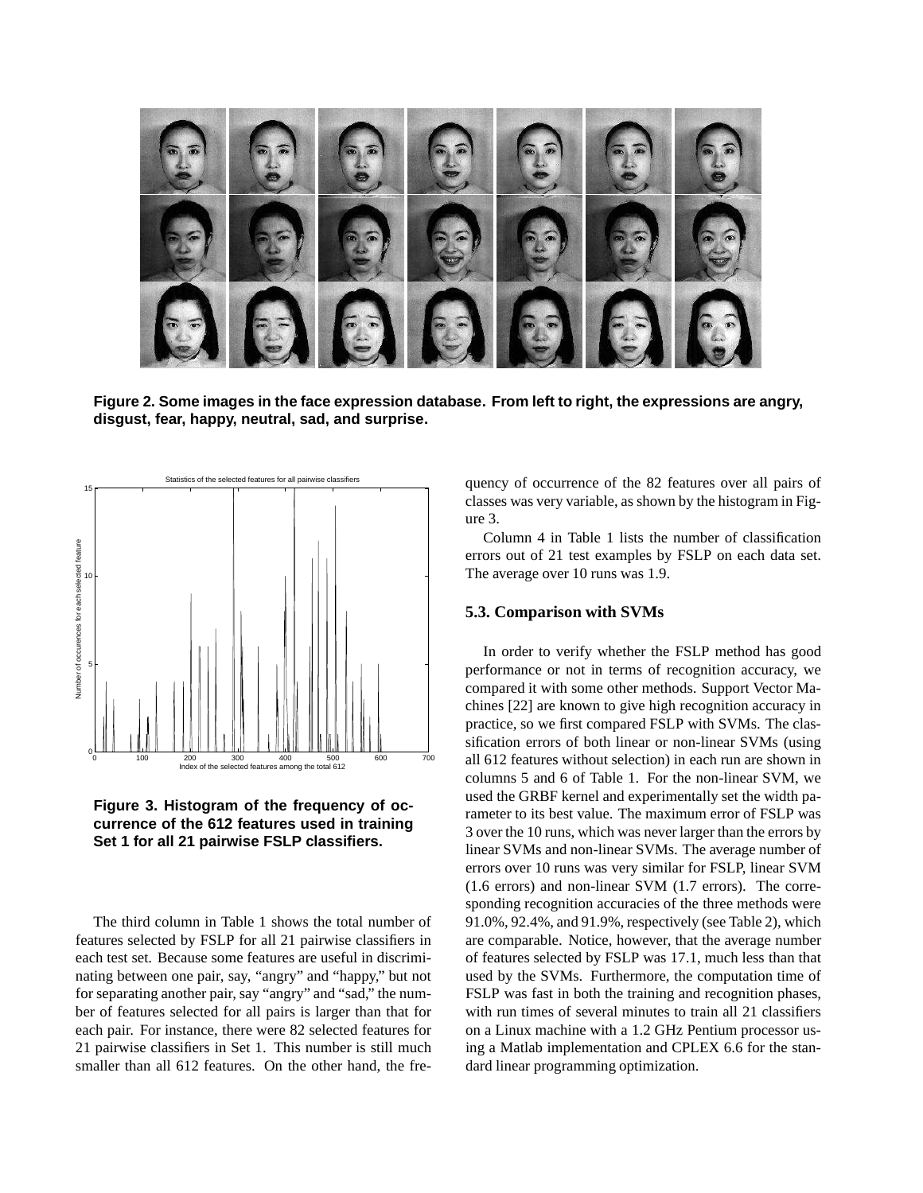Figure 2. Some images in the face expression database. From left to right, the expressions are angry, disgust, fear, happy, neutral, sad, and surprise.

Figure 3. Histogram of the frequency of occurrence of the 612 features used in training Set 1 for all 21 pairwise FSLP classifiers.

The third column in Table 1 shows the total number of features selected by FSLP for all 21 pairwise classifiers in each test set. Because some features are useful in discriminating between one pair, say, "angry" and "happy," but not for separating another pair, say "angry" and "sad," the number of features selected for all pairs is larger than that for each pair. For instance, there were 82 selected features for 21 pairwise classifiers in Set 1. This number is still much smaller than all 612 features. On the other hand, the frequency of occurrence of the 82 features over all pairs of classes was very variable, as shown by the histogram in Figure 3.

Column 4 in Table 1 lists the number of classification errors out of 21 test examples by FSLP on each data set. The average over 10 runs was 1.9.

### 5.3. Comparison with SVMs

In order to verify whether the FSLP method has good performance or not in terms of recognition accuracy, we compared it with some other methods. Support Vector Machines [22] are known to give high recognition accuracy in practice, so we first compared FSLP with SVMs. The classification errors of both linear or non-linear SVMs (using all 612 features without selection) in each run are shown in columns 5 and 6 of Table 1. For the non-linear SVM, we used the GRBF kernel and experimentally set the width parameter to its best value. The maximum error of FSLP was 3 over the 10 runs, which was never larger than the errors by linear SVMs and non-linear SVMs. The average number of errors over 10 runs was very similar for FSLP, linear SVM (1.6 errors) and non-linear SVM (1.7 errors). The corresponding recognition accuracies of the three methods were 91.0%, 92.4%, and 91.9%, respectively (see Table 2), which are comparable. Notice, however, that the average number of features selected by FSLP was 17.1, much less than that used by the SVMs. Furthermore, the computation time of FSLP was fast in both the training and recognition phases, with run times of several minutes to train all 21 classifiers on a Linux machine with a 1.2 GHz Pentium processor using a Matlab implementation and CPLEX 6.6 for the standard linear programming optimization.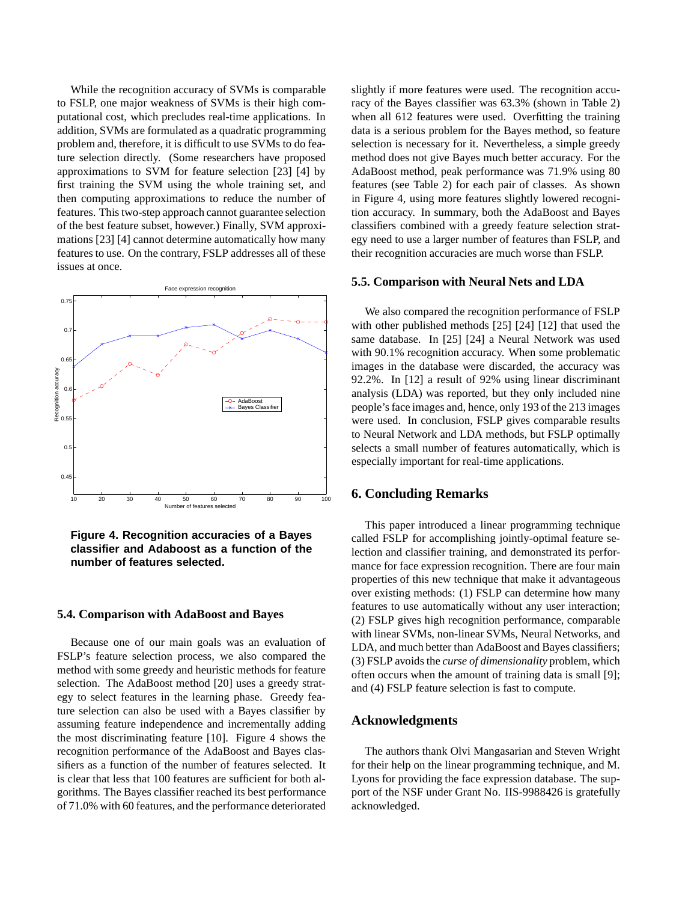While the recognition accuracy of SVMs is comparable to FSLP, one major weakness of SVMs is their high computational cost, which precludes real-time applications. In addition, SVMs are formulated as a quadratic programming problem and, therefore, it is difficult to use SVMs to do feature selection directly. (Some researchers have proposed approximations to SVM for feature selection [23] [4] by first training the SVM using the whole training set, and then computing approximations to reduce the number of features. This two-step approach cannot guarantee selection of the best feature subset, however.) Finally, SVM approximations [23] [4] cannot determine automatically how many features to use. On the contrary, FSLP addresses all of these issues at once.

**Figure 4. Recognition accuracies of a Bayes classifier and Adaboost as a function of the number of features selected.**

### 5.4. Comparison with AdaBoost and Bayes

Because one of our main goals was an evaluation of FSLP's feature selection process, we also compared the method with some greedy and heuristic methods for feature selection. The AdaBoost method [20] uses a greedy strategy to select features in the learning phase. Greedy feature selection can also be used with a Bayes classifier by assuming feature independence and incrementally adding the most discriminating feature [10]. Figure 4 shows the recognition performance of the AdaBoost and Bayes classifiers as a function of the number of features selected. It is clear that less that 100 features are sufficient for both algorithms. The Bayes classifier reached its best performance of 71.0% with 60 features, and the performance deteriorated slightly if more features were used. The recognition accuracy of the Bayes classifier was 63.3% (shown in Table 2) when all 612 features were used. Overfitting the training data is a serious problem for the Bayes method, so feature selection is necessary for it. Nevertheless, a simple greedy method does not give Bayes much better accuracy. For the AdaBoost method, peak performance was 71.9% using 80 features (see Table 2) for each pair of classes. As shown in Figure 4, using more features slightly lowered recognition accuracy. In summary, both the AdaBoost and Bayes classifiers combined with a greedy feature selection strategy need to use a larger number of features than FSLP, and their recognition accuracies are much worse than FSLP.

### 5.5. Comparison with Neural Nets and LDA

We also compared the recognition performance of FSLP with other published methods [25] [24] [12] that used the same database. In [25] [24] a Neural Network was used with 90.1% recognition accuracy. When some problematic images in the database were discarded, the accuracy was 92.2%. In [12] a result of 92% using linear discriminant analysis (LDA) was reported, but they only included nine people's face images and, hence, only 193 of the 213 images were used. In conclusion, FSLP gives comparable results to Neural Network and LDA methods, but FSLP optimally selects a small number of features automatically, which is especially important for real-time applications.

## 6. Concluding Remarks

This paper introduced a linear programming technique called FSLP for accomplishing jointly-optimal feature selection and classifier training, and demonstrated its performance for face expression recognition. There are four main properties of this new technique that make it advantageous over existing methods: (1) FSLP can determine how many features to use automatically without any user interaction; (2) FSLP gives high recognition performance, comparable with linear SVMs, non-linear SVMs, Neural Networks, and LDA, and much better than AdaBoost and Bayes classifiers; (3) FSLP avoids the *curse of dimensionality* problem, which often occurs when the amount of training data is small [9]; and (4) FSLP feature selection is fast to compute.

## Acknowledgments

The authors thank Olvi Mangasarian and Steven Wright for their help on the linear programming technique, and M. Lyons for providing the face expression database. The support of the NSF under Grant No. IIS-9988426 is gratefully acknowledged.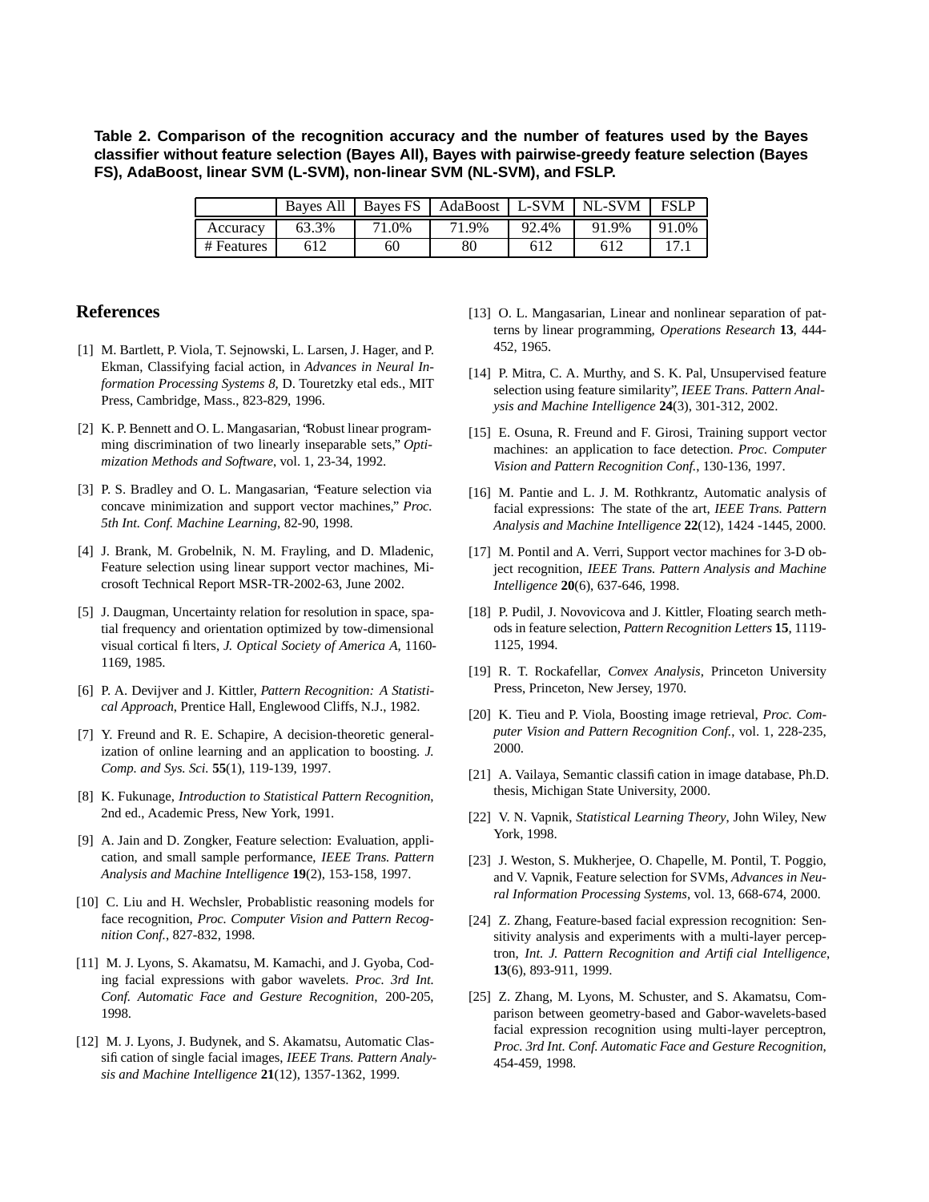**Table 2. Comparison of the recognition accuracy and the number of features used by the Bayes classifier without feature selection (Bayes All), Bayes with pairwise-greedy feature selection (Bayes FS), AdaBoost, linear SVM (L-SVM), non-linear SVM (NL-SVM), and FSLP.**

| | Bayes All | Bayes FS | AdaBoost | L-SVM | NL-SVM | FSLP |
|---|---|---|---|---|---|---|
| Accuracy | 63.3% | 71.0% | 71.9% | 92.4% | 91.9% | 91.0% |
| # Features | 612 | 60 | 80 | 612 | 612 | 17.1 |

## References

[1] M. Bartlett, P. Viola, T. Sejnowski, L. Larsen, J. Hager, and P. Ekman, Classifying facial action, in *Advances in Neural Information Processing Systems 8*, D. Touretzky etal eds., MIT Press, Cambridge, Mass., 823-829, 1996.

[2] K. P. Bennett and O. L. Mangasarian, "Robust linear programming discrimination of two linearly inseparable sets," *Optimization Methods and Software*, vol. 1, 23-34, 1992.

[3] P. S. Bradley and O. L. Mangasarian, "Feature selection via concave minimization and support vector machines," *Proc. 5th Int. Conf. Machine Learning*, 82-90, 1998.

[4] J. Brank, M. Grobelnik, N. M. Frayling, and D. Mladenic, Feature selection using linear support vector machines, Microsoft Technical Report MSR-TR-2002-63, June 2002.

[5] J. Daugman, Uncertainty relation for resolution in space, spatial frequency and orientation optimized by tow-dimensional visual cortical filters, *J. Optical Society of America A*, 1160-1169, 1985.

[6] P. A. Devijver and J. Kittler, *Pattern Recognition: A Statistical Approach*, Prentice Hall, Englewood Cliffs, N.J., 1982.

[7] Y. Freund and R. E. Schapire, A decision-theoretic generalization of online learning and an application to boosting. *J. Comp. and Sys. Sci.* **55**(1), 119-139, 1997.

[8] K. Fukunage, *Introduction to Statistical Pattern Recognition*, 2nd ed., Academic Press, New York, 1991.

[9] A. Jain and D. Zongker, Feature selection: Evaluation, application, and small sample performance, *IEEE Trans. Pattern Analysis and Machine Intelligence* **19**(2), 153-158, 1997.

[10] C. Liu and H. Wechsler, Probablistic reasoning models for face recognition, *Proc. Computer Vision and Pattern Recognition Conf.*, 827-832, 1998.

[11] M. J. Lyons, S. Akamatsu, M. Kamachi, and J. Gyoba, Coding facial expressions with gabor wavelets. *Proc. 3rd Int. Conf. Automatic Face and Gesture Recognition*, 200-205, 1998.

[12] M. J. Lyons, J. Budynek, and S. Akamatsu, Automatic Classification of single facial images, *IEEE Trans. Pattern Analysis and Machine Intelligence* **21**(12), 1357-1362, 1999.

[13] O. L. Mangasarian, Linear and nonlinear separation of patterns by linear programming, *Operations Research* **13**, 444-452, 1965.

[14] P. Mitra, C. A. Murthy, and S. K. Pal, Unsupervised feature selection using feature similarity", *IEEE Trans. Pattern Analysis and Machine Intelligence* **24**(3), 301-312, 2002.

[15] E. Osuna, R. Freund and F. Girosi, Training support vector machines: an application to face detection. *Proc. Computer Vision and Pattern Recognition Conf.*, 130-136, 1997.

[16] M. Pantie and L. J. M. Rothkrantz, Automatic analysis of facial expressions: The state of the art, *IEEE Trans. Pattern Analysis and Machine Intelligence* **22**(12), 1424 -1445, 2000.

[17] M. Pontil and A. Verri, Support vector machines for 3-D object recognition, *IEEE Trans. Pattern Analysis and Machine Intelligence* **20**(6), 637-646, 1998.

[18] P. Pudil, J. Novovicova and J. Kittler, Floating search methods in feature selection, *Pattern Recognition Letters* **15**, 1119-1125, 1994.

[19] R. T. Rockafellar, *Convex Analysis*, Princeton University Press, Princeton, New Jersey, 1970.

[20] K. Tieu and P. Viola, Boosting image retrieval, *Proc. Computer Vision and Pattern Recognition Conf.*, vol. 1, 228-235, 2000.

[21] A. Vailaya, Semantic classification in image database, Ph.D. thesis, Michigan State University, 2000.

[22] V. N. Vapnik, *Statistical Learning Theory*, John Wiley, New York, 1998.

[23] J. Weston, S. Mukherjee, O. Chapelle, M. Pontil, T. Poggio, and V. Vapnik, Feature selection for SVMs, *Advances in Neural Information Processing Systems*, vol. 13, 668-674, 2000.

[24] Z. Zhang, Feature-based facial expression recognition: Sensitivity analysis and experiments with a multi-layer perceptron, *Int. J. Pattern Recognition and Artificial Intelligence*, **13**(6), 893-911, 1999.

[25] Z. Zhang, M. Lyons, M. Schuster, and S. Akamatsu, Comparison between geometry-based and Gabor-wavelets-based facial expression recognition using multi-layer perceptron, *Proc. 3rd Int. Conf. Automatic Face and Gesture Recognition*, 454-459, 1998.